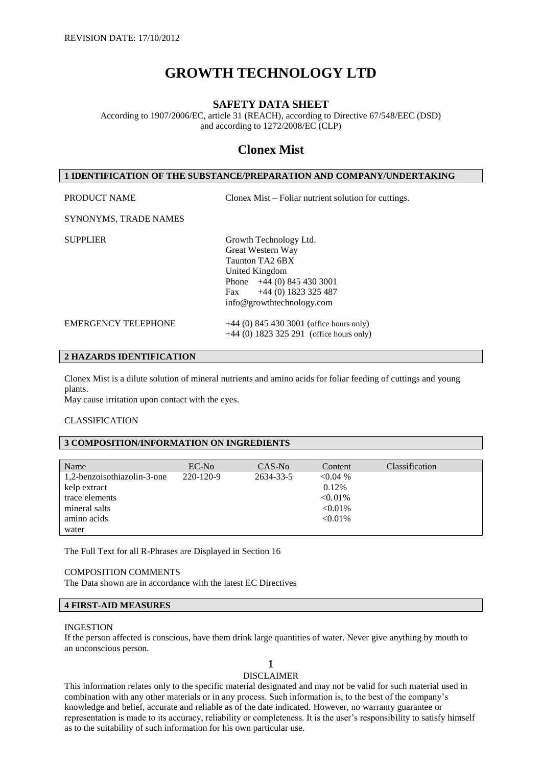REVISION DATE: 17/10/2012

# GROWTH TECHNOLOGY LTD

## SAFETY DATA SHEET

According to 1907/2006/EC, article 31 (REACH), according to Directive 67/548/EEC (DSD) and according to 1272/2008/EC (CLP)

## Clonex Mist

### 1 IDENTIFICATION OF THE SUBSTANCE/PREPARATION AND COMPANY/UNDERTAKING

PRODUCT NAME — Clonex Mist – Foliar nutrient solution for cuttings.

SYNONYMS, TRADE NAMES

SUPPLIER — Growth Technology Ltd.
Great Western Way
Taunton TA2 6BX
United Kingdom
Phone +44 (0) 845 430 3001
Fax +44 (0) 1823 325 487
info@growthtechnology.com

EMERGENCY TELEPHONE — +44 (0) 845 430 3001 (office hours only)
+44 (0) 1823 325 291 (office hours only)

### 2 HAZARDS IDENTIFICATION

Clonex Mist is a dilute solution of mineral nutrients and amino acids for foliar feeding of cuttings and young plants.
May cause irritation upon contact with the eyes.

CLASSIFICATION

### 3 COMPOSITION/INFORMATION ON INGREDIENTS

| Name | EC-No | CAS-No | Content | Classification |
|---|---|---|---|---|
| 1,2-benzoisothiazolin-3-one | 220-120-9 | 2634-33-5 | <0.04 % | |
| kelp extract | | | 0.12% | |
| trace elements | | | <0.01% | |
| mineral salts | | | <0.01% | |
| amino acids | | | <0.01% | |
| water | | | | |

The Full Text for all R-Phrases are Displayed in Section 16

COMPOSITION COMMENTS
The Data shown are in accordance with the latest EC Directives

### 4 FIRST-AID MEASURES

INGESTION
If the person affected is conscious, have them drink large quantities of water. Never give anything by mouth to an unconscious person.

DISCLAIMER
This information relates only to the specific material designated and may not be valid for such material used in combination with any other materials or in any process. Such information is, to the best of the company's knowledge and belief, accurate and reliable as of the date indicated. However, no warranty guarantee or representation is made to its accuracy, reliability or completeness. It is the user's responsibility to satisfy himself as to the suitability of such information for his own particular use.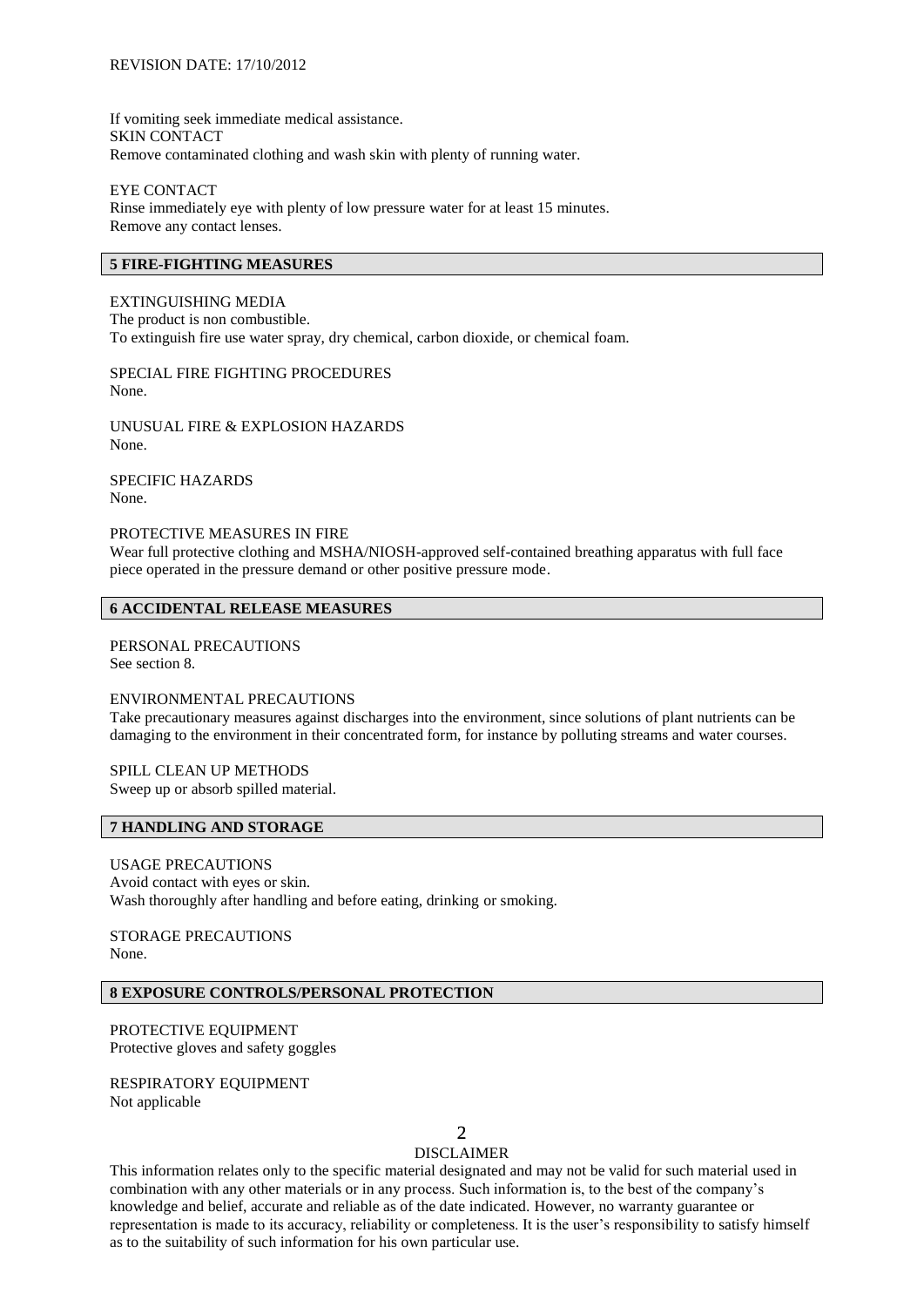REVISION DATE: 17/10/2012

If vomiting seek immediate medical assistance.
SKIN CONTACT
Remove contaminated clothing and wash skin with plenty of running water.

EYE CONTACT
Rinse immediately eye with plenty of low pressure water for at least 15 minutes.
Remove any contact lenses.

## 5 FIRE-FIGHTING MEASURES

EXTINGUISHING MEDIA
The product is non combustible.
To extinguish fire use water spray, dry chemical, carbon dioxide, or chemical foam.

SPECIAL FIRE FIGHTING PROCEDURES
None.

UNUSUAL FIRE & EXPLOSION HAZARDS
None.

SPECIFIC HAZARDS
None.

PROTECTIVE MEASURES IN FIRE
Wear full protective clothing and MSHA/NIOSH-approved self-contained breathing apparatus with full face piece operated in the pressure demand or other positive pressure mode.

## 6 ACCIDENTAL RELEASE MEASURES

PERSONAL PRECAUTIONS
See section 8.

ENVIRONMENTAL PRECAUTIONS
Take precautionary measures against discharges into the environment, since solutions of plant nutrients can be damaging to the environment in their concentrated form, for instance by polluting streams and water courses.

SPILL CLEAN UP METHODS
Sweep up or absorb spilled material.

## 7 HANDLING AND STORAGE

USAGE PRECAUTIONS
Avoid contact with eyes or skin.
Wash thoroughly after handling and before eating, drinking or smoking.

STORAGE PRECAUTIONS
None.

## 8 EXPOSURE CONTROLS/PERSONAL PROTECTION

PROTECTIVE EQUIPMENT
Protective gloves and safety goggles

RESPIRATORY EQUIPMENT
Not applicable

DISCLAIMER

This information relates only to the specific material designated and may not be valid for such material used in combination with any other materials or in any process. Such information is, to the best of the company's knowledge and belief, accurate and reliable as of the date indicated. However, no warranty guarantee or representation is made to its accuracy, reliability or completeness. It is the user's responsibility to satisfy himself as to the suitability of such information for his own particular use.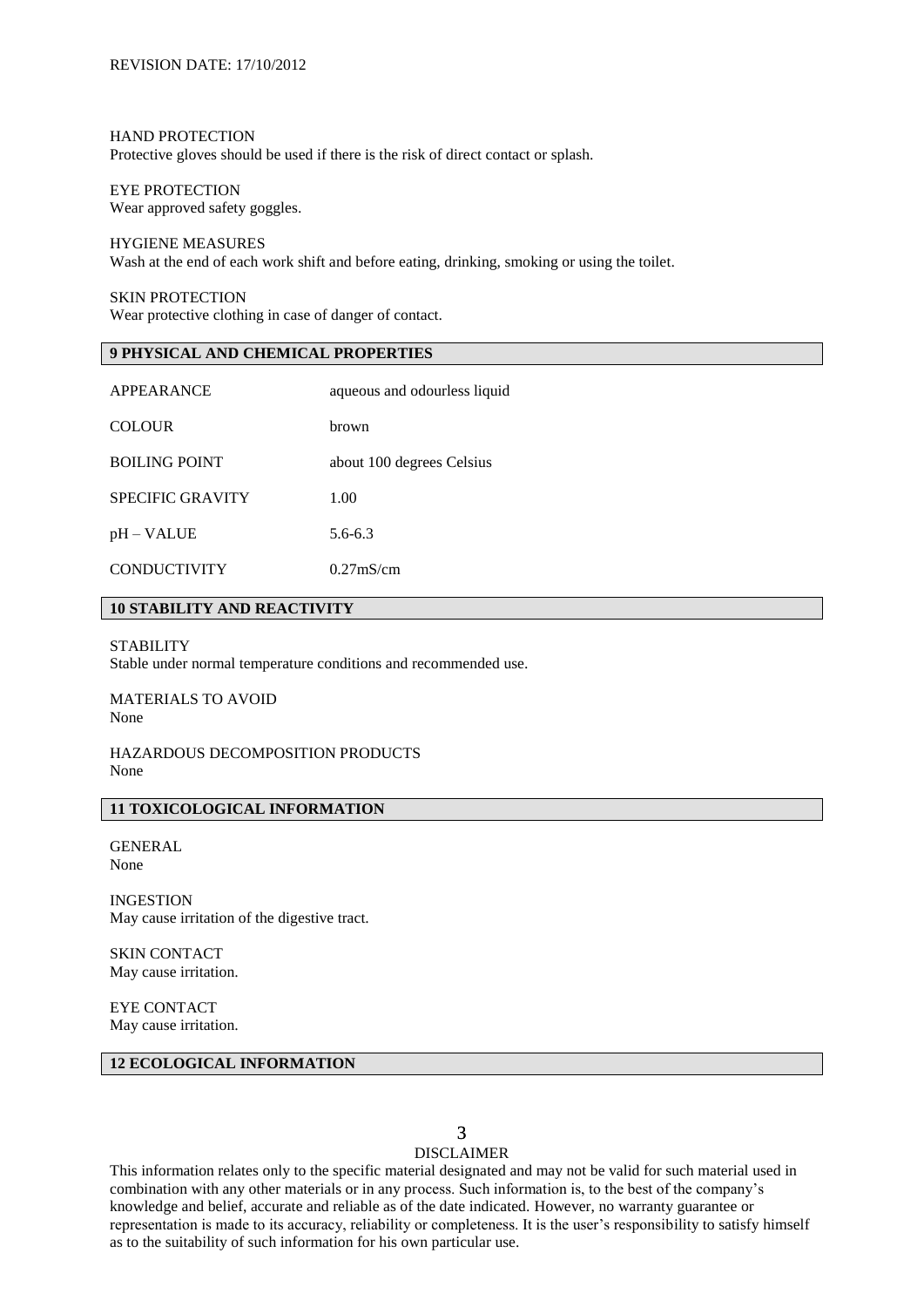HAND PROTECTION
Protective gloves should be used if there is the risk of direct contact or splash.

EYE PROTECTION
Wear approved safety goggles.

HYGIENE MEASURES
Wash at the end of each work shift and before eating, drinking, smoking or using the toilet.

SKIN PROTECTION
Wear protective clothing in case of danger of contact.

## 9 PHYSICAL AND CHEMICAL PROPERTIES

| | |
|---|---|
| APPEARANCE | aqueous and odourless liquid |
| COLOUR | brown |
| BOILING POINT | about 100 degrees Celsius |
| SPECIFIC GRAVITY | 1.00 |
| pH – VALUE | 5.6-6.3 |
| CONDUCTIVITY | 0.27mS/cm |

## 10 STABILITY AND REACTIVITY

STABILITY
Stable under normal temperature conditions and recommended use.

MATERIALS TO AVOID
None

HAZARDOUS DECOMPOSITION PRODUCTS
None

## 11 TOXICOLOGICAL INFORMATION

GENERAL
None

INGESTION
May cause irritation of the digestive tract.

SKIN CONTACT
May cause irritation.

EYE CONTACT
May cause irritation.

## 12 ECOLOGICAL INFORMATION

DISCLAIMER

This information relates only to the specific material designated and may not be valid for such material used in combination with any other materials or in any process. Such information is, to the best of the company's knowledge and belief, accurate and reliable as of the date indicated. However, no warranty guarantee or representation is made to its accuracy, reliability or completeness. It is the user's responsibility to satisfy himself as to the suitability of such information for his own particular use.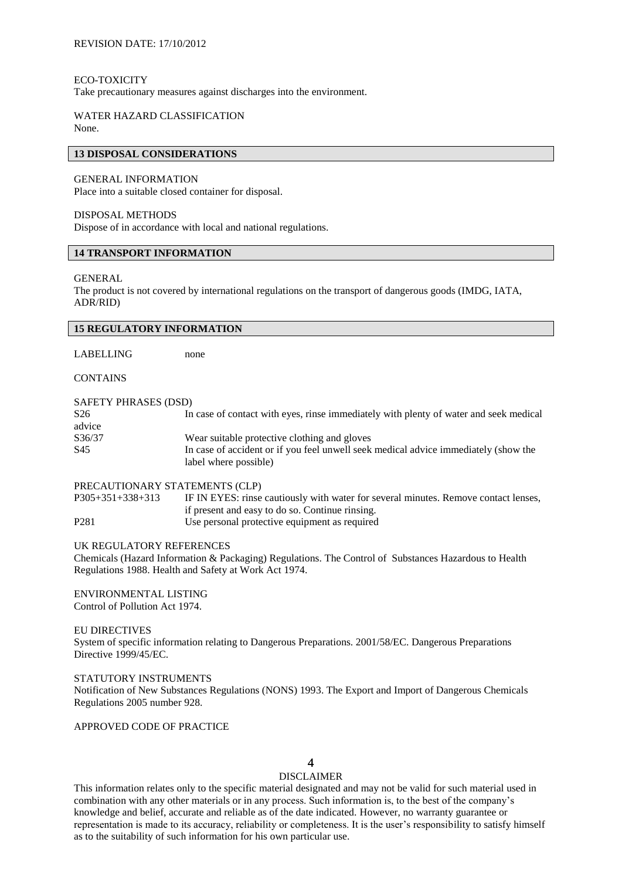REVISION DATE: 17/10/2012

ECO-TOXICITY

Take precautionary measures against discharges into the environment.

WATER HAZARD CLASSIFICATION

None.

## 13 DISPOSAL CONSIDERATIONS

GENERAL INFORMATION

Place into a suitable closed container for disposal.

DISPOSAL METHODS

Dispose of in accordance with local and national regulations.

## 14 TRANSPORT INFORMATION

GENERAL

The product is not covered by international regulations on the transport of dangerous goods (IMDG, IATA, ADR/RID)

## 15 REGULATORY INFORMATION

LABELLING none

CONTAINS

SAFETY PHRASES (DSD)

| | |
|---|---|
| S26 | In case of contact with eyes, rinse immediately with plenty of water and seek medical advice |
| S36/37 | Wear suitable protective clothing and gloves |
| S45 | In case of accident or if you feel unwell seek medical advice immediately (show the label where possible) |

PRECAUTIONARY STATEMENTS (CLP)

| | |
|---|---|
| P305+351+338+313 | IF IN EYES: rinse cautiously with water for several minutes. Remove contact lenses, if present and easy to do so. Continue rinsing. |
| P281 | Use personal protective equipment as required |

UK REGULATORY REFERENCES

Chemicals (Hazard Information & Packaging) Regulations. The Control of Substances Hazardous to Health Regulations 1988. Health and Safety at Work Act 1974.

ENVIRONMENTAL LISTING

Control of Pollution Act 1974.

EU DIRECTIVES

System of specific information relating to Dangerous Preparations. 2001/58/EC. Dangerous Preparations Directive 1999/45/EC.

STATUTORY INSTRUMENTS

Notification of New Substances Regulations (NONS) 1993. The Export and Import of Dangerous Chemicals Regulations 2005 number 928.

APPROVED CODE OF PRACTICE

DISCLAIMER

This information relates only to the specific material designated and may not be valid for such material used in combination with any other materials or in any process. Such information is, to the best of the company's knowledge and belief, accurate and reliable as of the date indicated. However, no warranty guarantee or representation is made to its accuracy, reliability or completeness. It is the user's responsibility to satisfy himself as to the suitability of such information for his own particular use.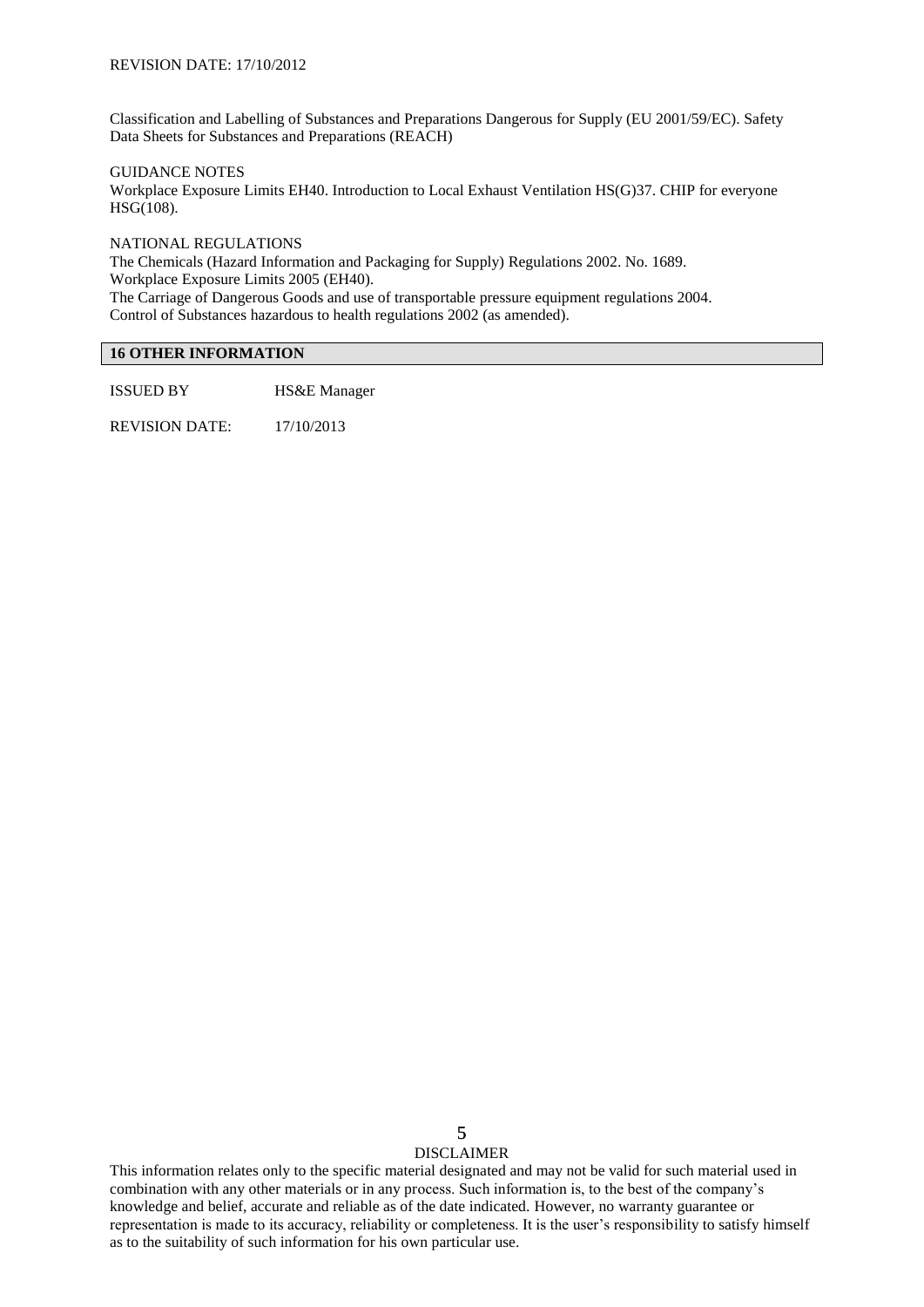Classification and Labelling of Substances and Preparations Dangerous for Supply (EU 2001/59/EC). Safety Data Sheets for Substances and Preparations (REACH)

GUIDANCE NOTES

Workplace Exposure Limits EH40. Introduction to Local Exhaust Ventilation HS(G)37. CHIP for everyone HSG(108).

NATIONAL REGULATIONS

The Chemicals (Hazard Information and Packaging for Supply) Regulations 2002. No. 1689.
Workplace Exposure Limits 2005 (EH40).
The Carriage of Dangerous Goods and use of transportable pressure equipment regulations 2004.
Control of Substances hazardous to health regulations 2002 (as amended).

## 16 OTHER INFORMATION

ISSUED BY HS&E Manager

REVISION DATE: 17/10/2013

DISCLAIMER

This information relates only to the specific material designated and may not be valid for such material used in combination with any other materials or in any process. Such information is, to the best of the company's knowledge and belief, accurate and reliable as of the date indicated. However, no warranty guarantee or representation is made to its accuracy, reliability or completeness. It is the user's responsibility to satisfy himself as to the suitability of such information for his own particular use.